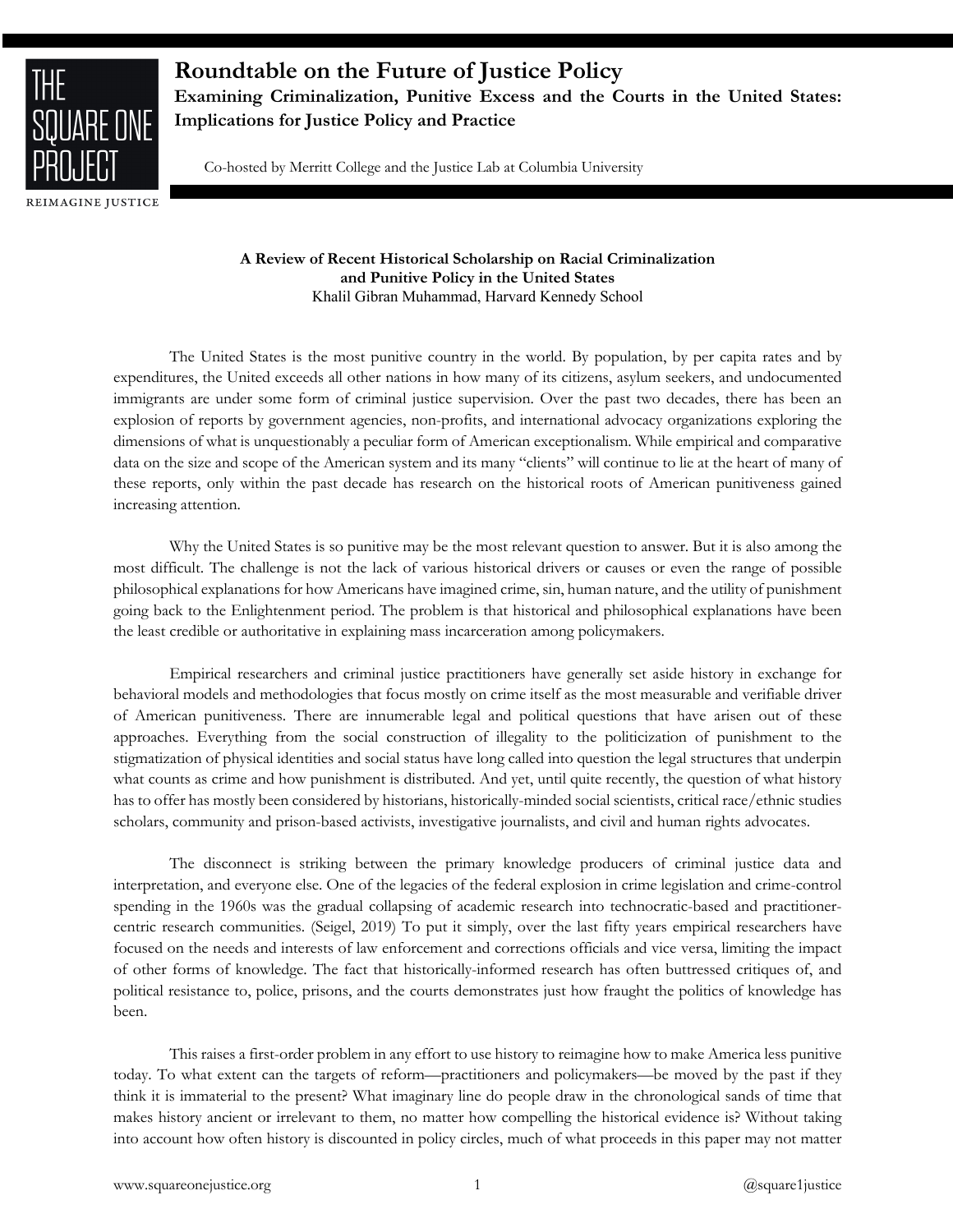# Roundtable on the Future of Justice Policy

**Examining Criminalization, Punitive Excess and the Courts in the United States: Implications for Justice Policy and Practice**

Co-hosted by Merritt College and the Justice Lab at Columbia University

## A Review of Recent Historical Scholarship on Racial Criminalization and Punitive Policy in the United States

Khalil Gibran Muhammad, Harvard Kennedy School

The United States is the most punitive country in the world. By population, by per capita rates and by expenditures, the United exceeds all other nations in how many of its citizens, asylum seekers, and undocumented immigrants are under some form of criminal justice supervision. Over the past two decades, there has been an explosion of reports by government agencies, non-profits, and international advocacy organizations exploring the dimensions of what is unquestionably a peculiar form of American exceptionalism. While empirical and comparative data on the size and scope of the American system and its many "clients" will continue to lie at the heart of many of these reports, only within the past decade has research on the historical roots of American punitiveness gained increasing attention.

Why the United States is so punitive may be the most relevant question to answer. But it is also among the most difficult. The challenge is not the lack of various historical drivers or causes or even the range of possible philosophical explanations for how Americans have imagined crime, sin, human nature, and the utility of punishment going back to the Enlightenment period. The problem is that historical and philosophical explanations have been the least credible or authoritative in explaining mass incarceration among policymakers.

Empirical researchers and criminal justice practitioners have generally set aside history in exchange for behavioral models and methodologies that focus mostly on crime itself as the most measurable and verifiable driver of American punitiveness. There are innumerable legal and political questions that have arisen out of these approaches. Everything from the social construction of illegality to the politicization of punishment to the stigmatization of physical identities and social status have long called into question the legal structures that underpin what counts as crime and how punishment is distributed. And yet, until quite recently, the question of what history has to offer has mostly been considered by historians, historically-minded social scientists, critical race/ethnic studies scholars, community and prison-based activists, investigative journalists, and civil and human rights advocates.

The disconnect is striking between the primary knowledge producers of criminal justice data and interpretation, and everyone else. One of the legacies of the federal explosion in crime legislation and crime-control spending in the 1960s was the gradual collapsing of academic research into technocratic-based and practitioner-centric research communities. (Seigel, 2019) To put it simply, over the last fifty years empirical researchers have focused on the needs and interests of law enforcement and corrections officials and vice versa, limiting the impact of other forms of knowledge. The fact that historically-informed research has often buttressed critiques of, and political resistance to, police, prisons, and the courts demonstrates just how fraught the politics of knowledge has been.

This raises a first-order problem in any effort to use history to reimagine how to make America less punitive today. To what extent can the targets of reform—practitioners and policymakers—be moved by the past if they think it is immaterial to the present? What imaginary line do people draw in the chronological sands of time that makes history ancient or irrelevant to them, no matter how compelling the historical evidence is? Without taking into account how often history is discounted in policy circles, much of what proceeds in this paper may not matter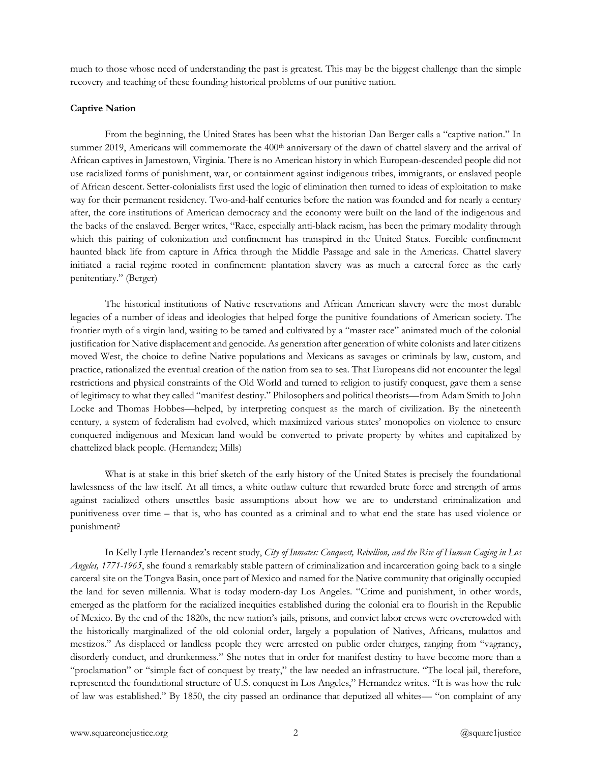much to those whose need of understanding the past is greatest. This may be the biggest challenge than the simple recovery and teaching of these founding historical problems of our punitive nation.

**Captive Nation**

From the beginning, the United States has been what the historian Dan Berger calls a "captive nation." In summer 2019, Americans will commemorate the 400th anniversary of the dawn of chattel slavery and the arrival of African captives in Jamestown, Virginia. There is no American history in which European-descended people did not use racialized forms of punishment, war, or containment against indigenous tribes, immigrants, or enslaved people of African descent. Setter-colonialists first used the logic of elimination then turned to ideas of exploitation to make way for their permanent residency. Two-and-half centuries before the nation was founded and for nearly a century after, the core institutions of American democracy and the economy were built on the land of the indigenous and the backs of the enslaved. Berger writes, "Race, especially anti-black racism, has been the primary modality through which this pairing of colonization and confinement has transpired in the United States. Forcible confinement haunted black life from capture in Africa through the Middle Passage and sale in the Americas. Chattel slavery initiated a racial regime rooted in confinement: plantation slavery was as much a carceral force as the early penitentiary." (Berger)

The historical institutions of Native reservations and African American slavery were the most durable legacies of a number of ideas and ideologies that helped forge the punitive foundations of American society. The frontier myth of a virgin land, waiting to be tamed and cultivated by a "master race" animated much of the colonial justification for Native displacement and genocide. As generation after generation of white colonists and later citizens moved West, the choice to define Native populations and Mexicans as savages or criminals by law, custom, and practice, rationalized the eventual creation of the nation from sea to sea. That Europeans did not encounter the legal restrictions and physical constraints of the Old World and turned to religion to justify conquest, gave them a sense of legitimacy to what they called "manifest destiny." Philosophers and political theorists—from Adam Smith to John Locke and Thomas Hobbes—helped, by interpreting conquest as the march of civilization. By the nineteenth century, a system of federalism had evolved, which maximized various states' monopolies on violence to ensure conquered indigenous and Mexican land would be converted to private property by whites and capitalized by chattelized black people. (Hernandez; Mills)

What is at stake in this brief sketch of the early history of the United States is precisely the foundational lawlessness of the law itself. At all times, a white outlaw culture that rewarded brute force and strength of arms against racialized others unsettles basic assumptions about how we are to understand criminalization and punitiveness over time – that is, who has counted as a criminal and to what end the state has used violence or punishment?

In Kelly Lytle Hernandez's recent study, *City of Inmates: Conquest, Rebellion, and the Rise of Human Caging in Los Angeles, 1771-1965*, she found a remarkably stable pattern of criminalization and incarceration going back to a single carceral site on the Tongva Basin, once part of Mexico and named for the Native community that originally occupied the land for seven millennia. What is today modern-day Los Angeles. "Crime and punishment, in other words, emerged as the platform for the racialized inequities established during the colonial era to flourish in the Republic of Mexico. By the end of the 1820s, the new nation's jails, prisons, and convict labor crews were overcrowded with the historically marginalized of the old colonial order, largely a population of Natives, Africans, mulattos and mestizos." As displaced or landless people they were arrested on public order charges, ranging from "vagrancy, disorderly conduct, and drunkenness." She notes that in order for manifest destiny to have become more than a "proclamation" or "simple fact of conquest by treaty," the law needed an infrastructure. "The local jail, therefore, represented the foundational structure of U.S. conquest in Los Angeles," Hernandez writes. "It is was how the rule of law was established." By 1850, the city passed an ordinance that deputized all whites— "on complaint of any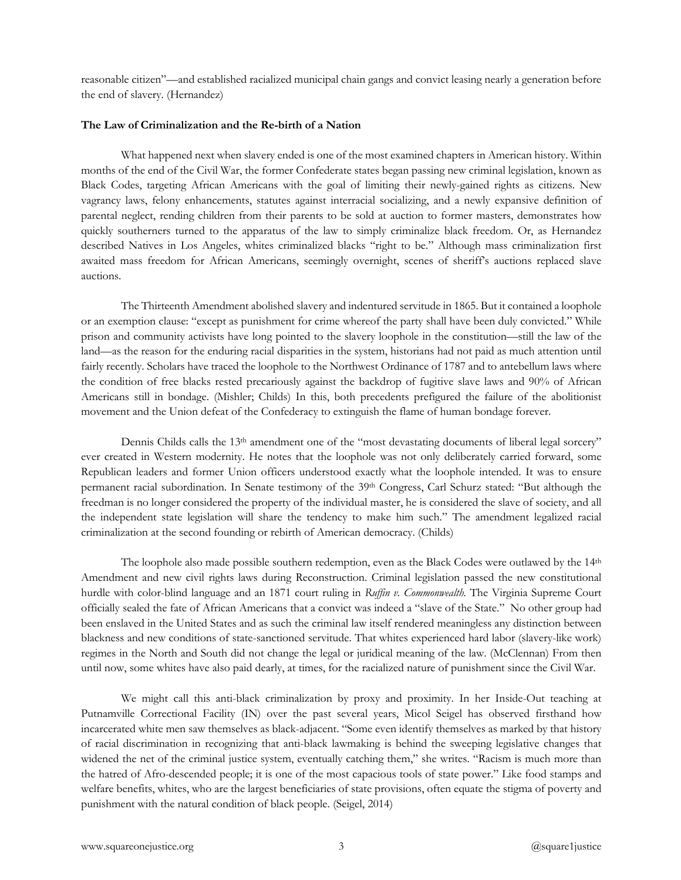reasonable citizen"—and established racialized municipal chain gangs and convict leasing nearly a generation before the end of slavery. (Hernandez)

**The Law of Criminalization and the Re-birth of a Nation**

What happened next when slavery ended is one of the most examined chapters in American history. Within months of the end of the Civil War, the former Confederate states began passing new criminal legislation, known as Black Codes, targeting African Americans with the goal of limiting their newly-gained rights as citizens. New vagrancy laws, felony enhancements, statutes against interracial socializing, and a newly expansive definition of parental neglect, rending children from their parents to be sold at auction to former masters, demonstrates how quickly southerners turned to the apparatus of the law to simply criminalize black freedom. Or, as Hernandez described Natives in Los Angeles, whites criminalized blacks "right to be." Although mass criminalization first awaited mass freedom for African Americans, seemingly overnight, scenes of sheriff's auctions replaced slave auctions.

The Thirteenth Amendment abolished slavery and indentured servitude in 1865. But it contained a loophole or an exemption clause: "except as punishment for crime whereof the party shall have been duly convicted." While prison and community activists have long pointed to the slavery loophole in the constitution—still the law of the land—as the reason for the enduring racial disparities in the system, historians had not paid as much attention until fairly recently. Scholars have traced the loophole to the Northwest Ordinance of 1787 and to antebellum laws where the condition of free blacks rested precariously against the backdrop of fugitive slave laws and 90% of African Americans still in bondage. (Mishler; Childs) In this, both precedents prefigured the failure of the abolitionist movement and the Union defeat of the Confederacy to extinguish the flame of human bondage forever.

Dennis Childs calls the 13th amendment one of the "most devastating documents of liberal legal sorcery" ever created in Western modernity. He notes that the loophole was not only deliberately carried forward, some Republican leaders and former Union officers understood exactly what the loophole intended. It was to ensure permanent racial subordination. In Senate testimony of the 39th Congress, Carl Schurz stated: "But although the freedman is no longer considered the property of the individual master, he is considered the slave of society, and all the independent state legislation will share the tendency to make him such." The amendment legalized racial criminalization at the second founding or rebirth of American democracy. (Childs)

The loophole also made possible southern redemption, even as the Black Codes were outlawed by the 14th Amendment and new civil rights laws during Reconstruction. Criminal legislation passed the new constitutional hurdle with color-blind language and an 1871 court ruling in *Ruffin v. Commonwealth.* The Virginia Supreme Court officially sealed the fate of African Americans that a convict was indeed a "slave of the State." No other group had been enslaved in the United States and as such the criminal law itself rendered meaningless any distinction between blackness and new conditions of state-sanctioned servitude. That whites experienced hard labor (slavery-like work) regimes in the North and South did not change the legal or juridical meaning of the law. (McClennan) From then until now, some whites have also paid dearly, at times, for the racialized nature of punishment since the Civil War.

We might call this anti-black criminalization by proxy and proximity. In her Inside-Out teaching at Putnamville Correctional Facility (IN) over the past several years, Micol Seigel has observed firsthand how incarcerated white men saw themselves as black-adjacent. "Some even identify themselves as marked by that history of racial discrimination in recognizing that anti-black lawmaking is behind the sweeping legislative changes that widened the net of the criminal justice system, eventually catching them," she writes. "Racism is much more than the hatred of Afro-descended people; it is one of the most capacious tools of state power." Like food stamps and welfare benefits, whites, who are the largest beneficiaries of state provisions, often equate the stigma of poverty and punishment with the natural condition of black people. (Seigel, 2014)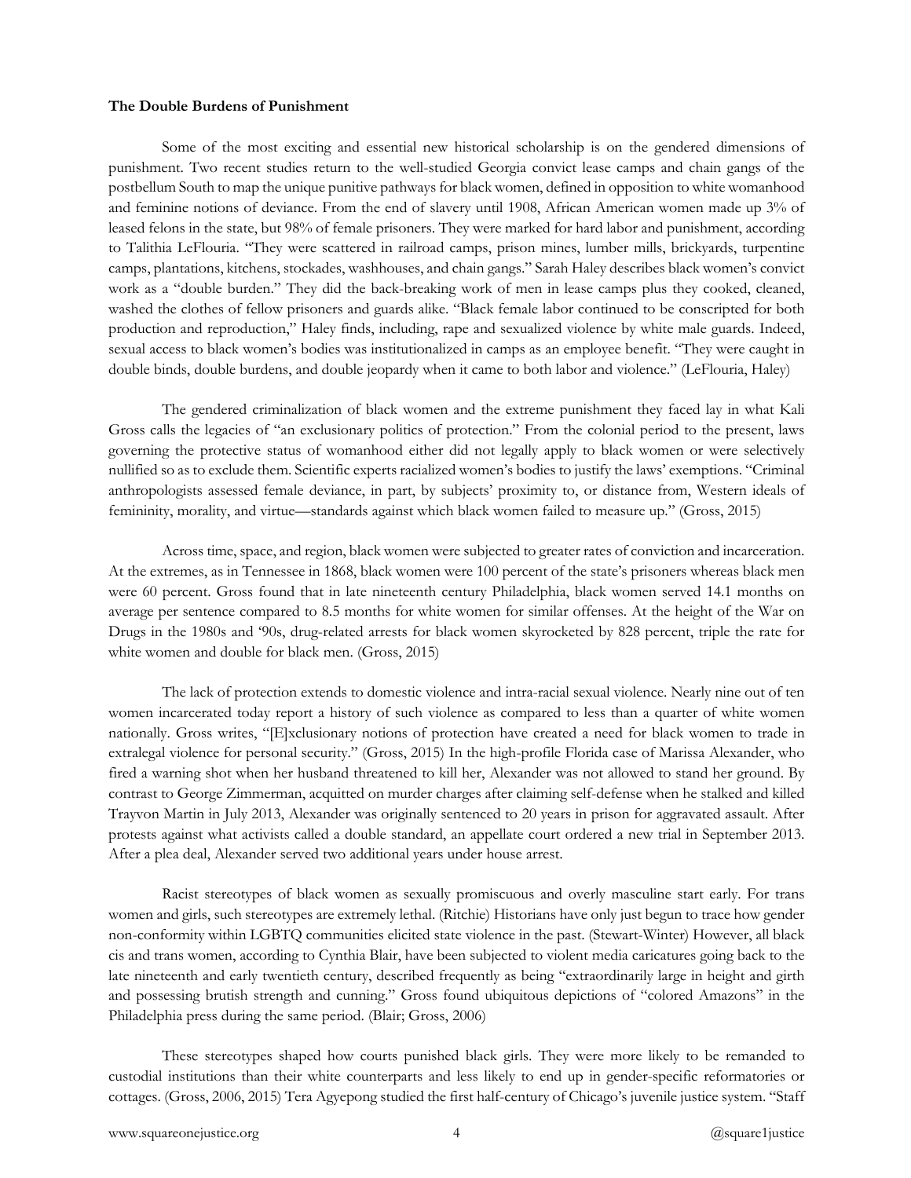**The Double Burdens of Punishment**

Some of the most exciting and essential new historical scholarship is on the gendered dimensions of punishment. Two recent studies return to the well-studied Georgia convict lease camps and chain gangs of the postbellum South to map the unique punitive pathways for black women, defined in opposition to white womanhood and feminine notions of deviance. From the end of slavery until 1908, African American women made up 3% of leased felons in the state, but 98% of female prisoners. They were marked for hard labor and punishment, according to Talithia LeFlouria. "They were scattered in railroad camps, prison mines, lumber mills, brickyards, turpentine camps, plantations, kitchens, stockades, washhouses, and chain gangs." Sarah Haley describes black women's convict work as a "double burden." They did the back-breaking work of men in lease camps plus they cooked, cleaned, washed the clothes of fellow prisoners and guards alike. "Black female labor continued to be conscripted for both production and reproduction," Haley finds, including, rape and sexualized violence by white male guards. Indeed, sexual access to black women's bodies was institutionalized in camps as an employee benefit. "They were caught in double binds, double burdens, and double jeopardy when it came to both labor and violence." (LeFlouria, Haley)

The gendered criminalization of black women and the extreme punishment they faced lay in what Kali Gross calls the legacies of "an exclusionary politics of protection." From the colonial period to the present, laws governing the protective status of womanhood either did not legally apply to black women or were selectively nullified so as to exclude them. Scientific experts racialized women's bodies to justify the laws' exemptions. "Criminal anthropologists assessed female deviance, in part, by subjects' proximity to, or distance from, Western ideals of femininity, morality, and virtue—standards against which black women failed to measure up." (Gross, 2015)

Across time, space, and region, black women were subjected to greater rates of conviction and incarceration. At the extremes, as in Tennessee in 1868, black women were 100 percent of the state's prisoners whereas black men were 60 percent. Gross found that in late nineteenth century Philadelphia, black women served 14.1 months on average per sentence compared to 8.5 months for white women for similar offenses. At the height of the War on Drugs in the 1980s and '90s, drug-related arrests for black women skyrocketed by 828 percent, triple the rate for white women and double for black men. (Gross, 2015)

The lack of protection extends to domestic violence and intra-racial sexual violence. Nearly nine out of ten women incarcerated today report a history of such violence as compared to less than a quarter of white women nationally. Gross writes, "[E]xclusionary notions of protection have created a need for black women to trade in extralegal violence for personal security." (Gross, 2015) In the high-profile Florida case of Marissa Alexander, who fired a warning shot when her husband threatened to kill her, Alexander was not allowed to stand her ground. By contrast to George Zimmerman, acquitted on murder charges after claiming self-defense when he stalked and killed Trayvon Martin in July 2013, Alexander was originally sentenced to 20 years in prison for aggravated assault. After protests against what activists called a double standard, an appellate court ordered a new trial in September 2013. After a plea deal, Alexander served two additional years under house arrest.

Racist stereotypes of black women as sexually promiscuous and overly masculine start early. For trans women and girls, such stereotypes are extremely lethal. (Ritchie) Historians have only just begun to trace how gender non-conformity within LGBTQ communities elicited state violence in the past. (Stewart-Winter) However, all black cis and trans women, according to Cynthia Blair, have been subjected to violent media caricatures going back to the late nineteenth and early twentieth century, described frequently as being "extraordinarily large in height and girth and possessing brutish strength and cunning." Gross found ubiquitous depictions of "colored Amazons" in the Philadelphia press during the same period. (Blair; Gross, 2006)

These stereotypes shaped how courts punished black girls. They were more likely to be remanded to custodial institutions than their white counterparts and less likely to end up in gender-specific reformatories or cottages. (Gross, 2006, 2015) Tera Agyepong studied the first half-century of Chicago's juvenile justice system. "Staff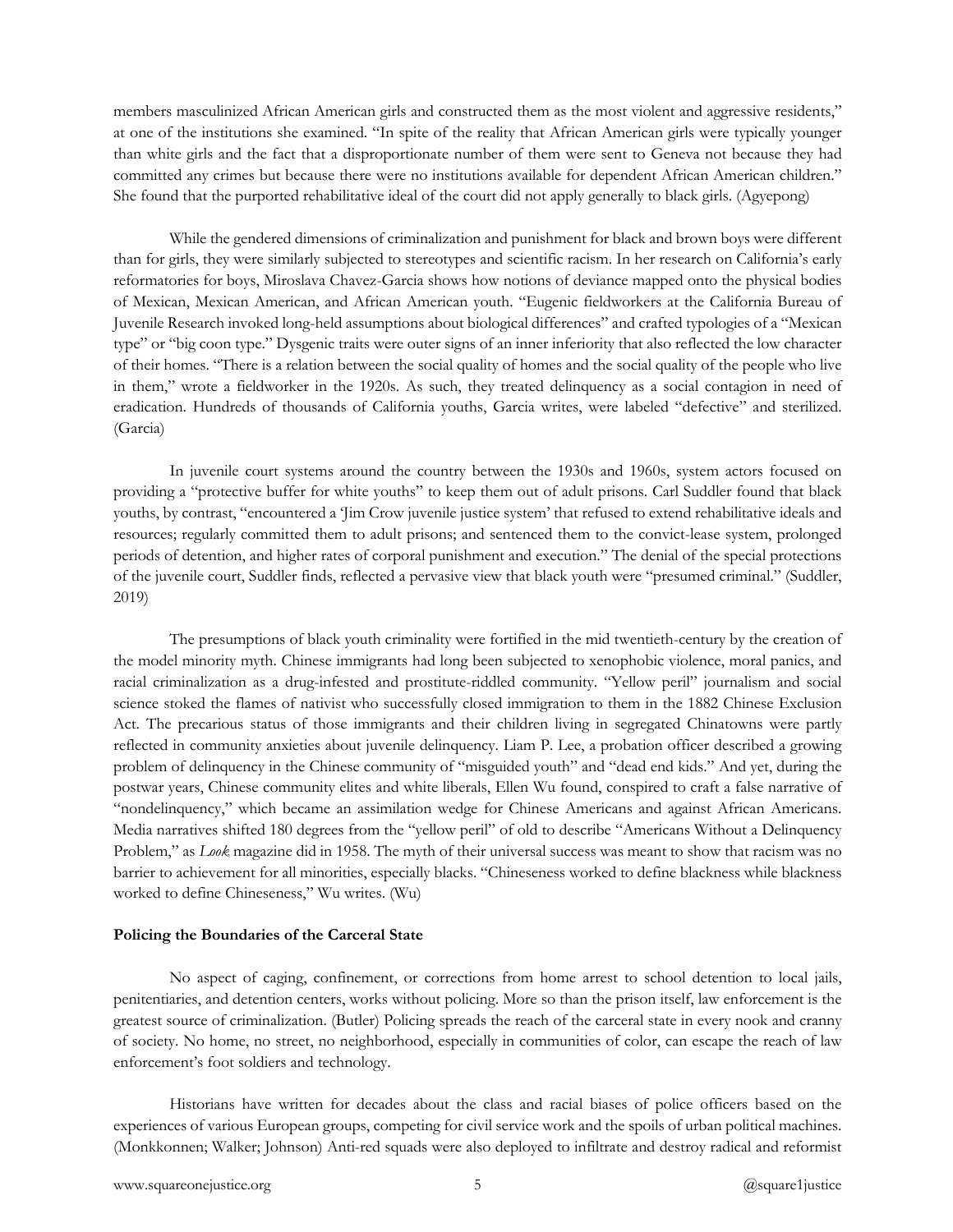members masculinized African American girls and constructed them as the most violent and aggressive residents," at one of the institutions she examined. "In spite of the reality that African American girls were typically younger than white girls and the fact that a disproportionate number of them were sent to Geneva not because they had committed any crimes but because there were no institutions available for dependent African American children." She found that the purported rehabilitative ideal of the court did not apply generally to black girls. (Agyepong)

While the gendered dimensions of criminalization and punishment for black and brown boys were different than for girls, they were similarly subjected to stereotypes and scientific racism. In her research on California's early reformatories for boys, Miroslava Chavez-Garcia shows how notions of deviance mapped onto the physical bodies of Mexican, Mexican American, and African American youth. "Eugenic fieldworkers at the California Bureau of Juvenile Research invoked long-held assumptions about biological differences" and crafted typologies of a "Mexican type" or "big coon type." Dysgenic traits were outer signs of an inner inferiority that also reflected the low character of their homes. "There is a relation between the social quality of homes and the social quality of the people who live in them," wrote a fieldworker in the 1920s. As such, they treated delinquency as a social contagion in need of eradication. Hundreds of thousands of California youths, Garcia writes, were labeled "defective" and sterilized. (Garcia)

In juvenile court systems around the country between the 1930s and 1960s, system actors focused on providing a "protective buffer for white youths" to keep them out of adult prisons. Carl Suddler found that black youths, by contrast, "encountered a 'Jim Crow juvenile justice system' that refused to extend rehabilitative ideals and resources; regularly committed them to adult prisons; and sentenced them to the convict-lease system, prolonged periods of detention, and higher rates of corporal punishment and execution." The denial of the special protections of the juvenile court, Suddler finds, reflected a pervasive view that black youth were "presumed criminal." (Suddler, 2019)

The presumptions of black youth criminality were fortified in the mid twentieth-century by the creation of the model minority myth. Chinese immigrants had long been subjected to xenophobic violence, moral panics, and racial criminalization as a drug-infested and prostitute-riddled community. "Yellow peril" journalism and social science stoked the flames of nativist who successfully closed immigration to them in the 1882 Chinese Exclusion Act. The precarious status of those immigrants and their children living in segregated Chinatowns were partly reflected in community anxieties about juvenile delinquency. Liam P. Lee, a probation officer described a growing problem of delinquency in the Chinese community of "misguided youth" and "dead end kids." And yet, during the postwar years, Chinese community elites and white liberals, Ellen Wu found, conspired to craft a false narrative of "nondelinquency," which became an assimilation wedge for Chinese Americans and against African Americans. Media narratives shifted 180 degrees from the "yellow peril" of old to describe "Americans Without a Delinquency Problem," as *Look* magazine did in 1958. The myth of their universal success was meant to show that racism was no barrier to achievement for all minorities, especially blacks. "Chineseness worked to define blackness while blackness worked to define Chineseness," Wu writes. (Wu)

**Policing the Boundaries of the Carceral State**

No aspect of caging, confinement, or corrections from home arrest to school detention to local jails, penitentiaries, and detention centers, works without policing. More so than the prison itself, law enforcement is the greatest source of criminalization. (Butler) Policing spreads the reach of the carceral state in every nook and cranny of society. No home, no street, no neighborhood, especially in communities of color, can escape the reach of law enforcement's foot soldiers and technology.

Historians have written for decades about the class and racial biases of police officers based on the experiences of various European groups, competing for civil service work and the spoils of urban political machines. (Monkkonnen; Walker; Johnson) Anti-red squads were also deployed to infiltrate and destroy radical and reformist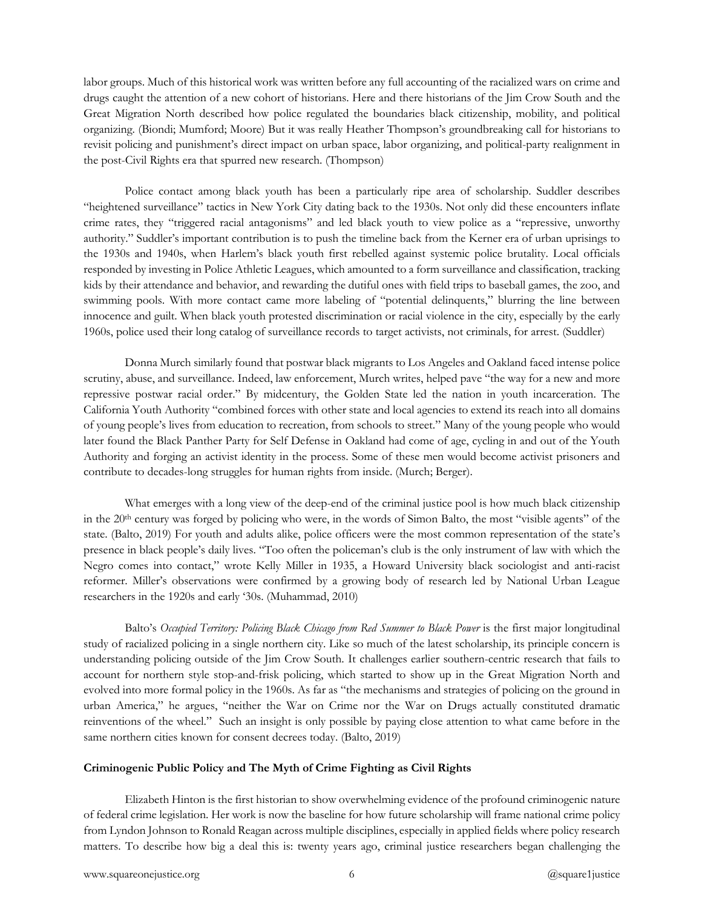labor groups. Much of this historical work was written before any full accounting of the racialized wars on crime and drugs caught the attention of a new cohort of historians. Here and there historians of the Jim Crow South and the Great Migration North described how police regulated the boundaries black citizenship, mobility, and political organizing. (Biondi; Mumford; Moore) But it was really Heather Thompson's groundbreaking call for historians to revisit policing and punishment's direct impact on urban space, labor organizing, and political-party realignment in the post-Civil Rights era that spurred new research. (Thompson)

Police contact among black youth has been a particularly ripe area of scholarship. Suddler describes "heightened surveillance" tactics in New York City dating back to the 1930s. Not only did these encounters inflate crime rates, they "triggered racial antagonisms" and led black youth to view police as a "repressive, unworthy authority." Suddler's important contribution is to push the timeline back from the Kerner era of urban uprisings to the 1930s and 1940s, when Harlem's black youth first rebelled against systemic police brutality. Local officials responded by investing in Police Athletic Leagues, which amounted to a form surveillance and classification, tracking kids by their attendance and behavior, and rewarding the dutiful ones with field trips to baseball games, the zoo, and swimming pools. With more contact came more labeling of "potential delinquents," blurring the line between innocence and guilt. When black youth protested discrimination or racial violence in the city, especially by the early 1960s, police used their long catalog of surveillance records to target activists, not criminals, for arrest. (Suddler)

Donna Murch similarly found that postwar black migrants to Los Angeles and Oakland faced intense police scrutiny, abuse, and surveillance. Indeed, law enforcement, Murch writes, helped pave "the way for a new and more repressive postwar racial order." By midcentury, the Golden State led the nation in youth incarceration. The California Youth Authority "combined forces with other state and local agencies to extend its reach into all domains of young people's lives from education to recreation, from schools to street." Many of the young people who would later found the Black Panther Party for Self Defense in Oakland had come of age, cycling in and out of the Youth Authority and forging an activist identity in the process. Some of these men would become activist prisoners and contribute to decades-long struggles for human rights from inside. (Murch; Berger).

What emerges with a long view of the deep-end of the criminal justice pool is how much black citizenship in the 20th century was forged by policing who were, in the words of Simon Balto, the most "visible agents" of the state. (Balto, 2019) For youth and adults alike, police officers were the most common representation of the state's presence in black people's daily lives. "Too often the policeman's club is the only instrument of law with which the Negro comes into contact," wrote Kelly Miller in 1935, a Howard University black sociologist and anti-racist reformer. Miller's observations were confirmed by a growing body of research led by National Urban League researchers in the 1920s and early '30s. (Muhammad, 2010)

Balto's *Occupied Territory: Policing Black Chicago from Red Summer to Black Power* is the first major longitudinal study of racialized policing in a single northern city. Like so much of the latest scholarship, its principle concern is understanding policing outside of the Jim Crow South. It challenges earlier southern-centric research that fails to account for northern style stop-and-frisk policing, which started to show up in the Great Migration North and evolved into more formal policy in the 1960s. As far as "the mechanisms and strategies of policing on the ground in urban America," he argues, "neither the War on Crime nor the War on Drugs actually constituted dramatic reinventions of the wheel." Such an insight is only possible by paying close attention to what came before in the same northern cities known for consent decrees today. (Balto, 2019)

**Criminogenic Public Policy and The Myth of Crime Fighting as Civil Rights**

Elizabeth Hinton is the first historian to show overwhelming evidence of the profound criminogenic nature of federal crime legislation. Her work is now the baseline for how future scholarship will frame national crime policy from Lyndon Johnson to Ronald Reagan across multiple disciplines, especially in applied fields where policy research matters. To describe how big a deal this is: twenty years ago, criminal justice researchers began challenging the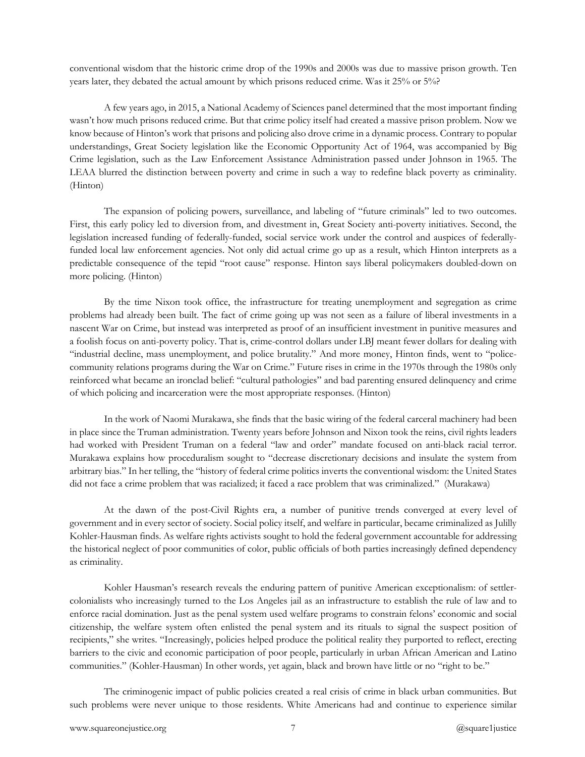conventional wisdom that the historic crime drop of the 1990s and 2000s was due to massive prison growth. Ten years later, they debated the actual amount by which prisons reduced crime. Was it 25% or 5%?

A few years ago, in 2015, a National Academy of Sciences panel determined that the most important finding wasn't how much prisons reduced crime. But that crime policy itself had created a massive prison problem. Now we know because of Hinton's work that prisons and policing also drove crime in a dynamic process. Contrary to popular understandings, Great Society legislation like the Economic Opportunity Act of 1964, was accompanied by Big Crime legislation, such as the Law Enforcement Assistance Administration passed under Johnson in 1965. The LEAA blurred the distinction between poverty and crime in such a way to redefine black poverty as criminality. (Hinton)

The expansion of policing powers, surveillance, and labeling of "future criminals" led to two outcomes. First, this early policy led to diversion from, and divestment in, Great Society anti-poverty initiatives. Second, the legislation increased funding of federally-funded, social service work under the control and auspices of federally-funded local law enforcement agencies. Not only did actual crime go up as a result, which Hinton interprets as a predictable consequence of the tepid "root cause" response. Hinton says liberal policymakers doubled-down on more policing. (Hinton)

By the time Nixon took office, the infrastructure for treating unemployment and segregation as crime problems had already been built. The fact of crime going up was not seen as a failure of liberal investments in a nascent War on Crime, but instead was interpreted as proof of an insufficient investment in punitive measures and a foolish focus on anti-poverty policy. That is, crime-control dollars under LBJ meant fewer dollars for dealing with "industrial decline, mass unemployment, and police brutality." And more money, Hinton finds, went to "police-community relations programs during the War on Crime." Future rises in crime in the 1970s through the 1980s only reinforced what became an ironclad belief: "cultural pathologies" and bad parenting ensured delinquency and crime of which policing and incarceration were the most appropriate responses. (Hinton)

In the work of Naomi Murakawa, she finds that the basic wiring of the federal carceral machinery had been in place since the Truman administration. Twenty years before Johnson and Nixon took the reins, civil rights leaders had worked with President Truman on a federal "law and order" mandate focused on anti-black racial terror. Murakawa explains how proceduralism sought to "decrease discretionary decisions and insulate the system from arbitrary bias." In her telling, the "history of federal crime politics inverts the conventional wisdom: the United States did not face a crime problem that was racialized; it faced a race problem that was criminalized." (Murakawa)

At the dawn of the post-Civil Rights era, a number of punitive trends converged at every level of government and in every sector of society. Social policy itself, and welfare in particular, became criminalized as Julilly Kohler-Hausman finds. As welfare rights activists sought to hold the federal government accountable for addressing the historical neglect of poor communities of color, public officials of both parties increasingly defined dependency as criminality.

Kohler Hausman's research reveals the enduring pattern of punitive American exceptionalism: of settler-colonialists who increasingly turned to the Los Angeles jail as an infrastructure to establish the rule of law and to enforce racial domination. Just as the penal system used welfare programs to constrain felons' economic and social citizenship, the welfare system often enlisted the penal system and its rituals to signal the suspect position of recipients," she writes. "Increasingly, policies helped produce the political reality they purported to reflect, erecting barriers to the civic and economic participation of poor people, particularly in urban African American and Latino communities." (Kohler-Hausman) In other words, yet again, black and brown have little or no "right to be."

The criminogenic impact of public policies created a real crisis of crime in black urban communities. But such problems were never unique to those residents. White Americans had and continue to experience similar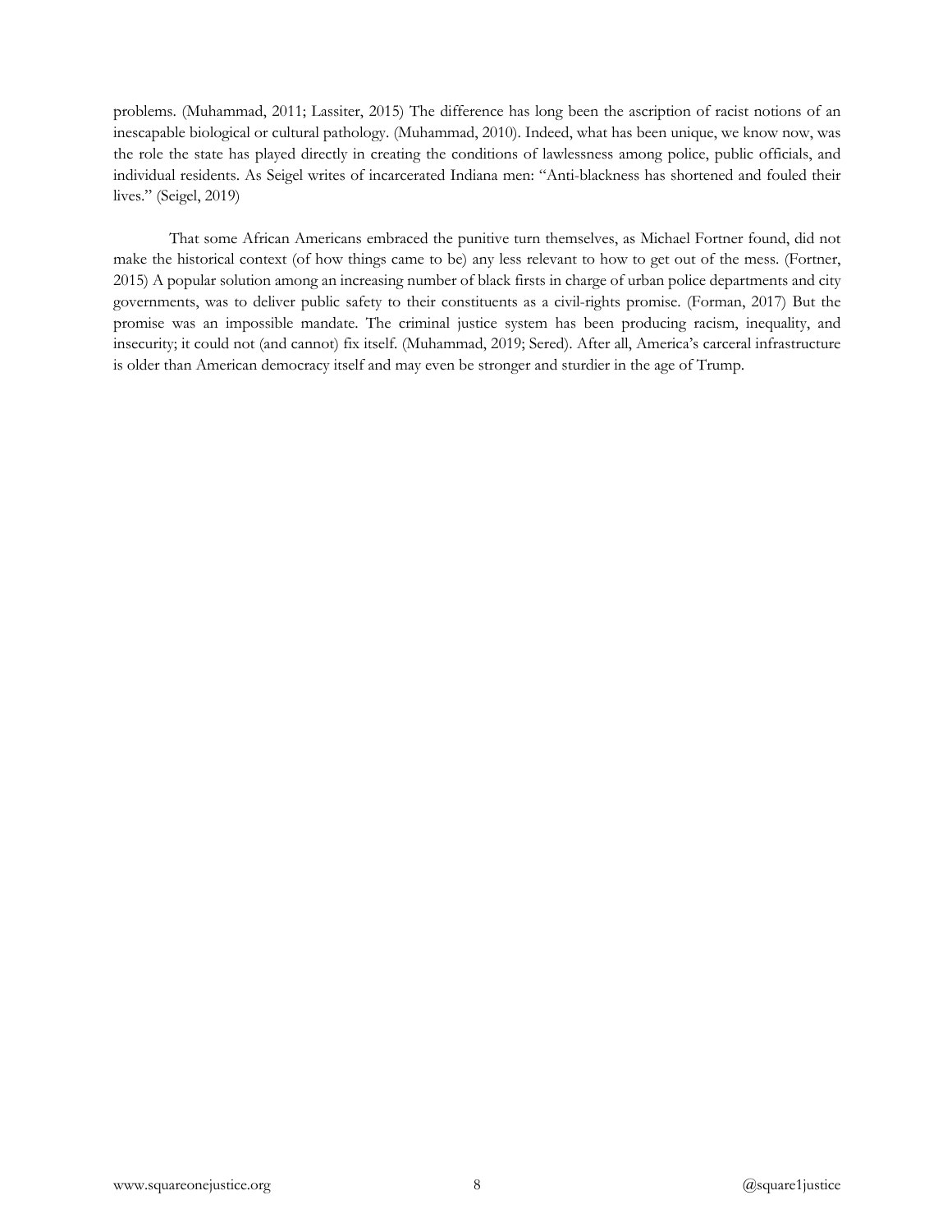problems. (Muhammad, 2011; Lassiter, 2015) The difference has long been the ascription of racist notions of an inescapable biological or cultural pathology. (Muhammad, 2010). Indeed, what has been unique, we know now, was the role the state has played directly in creating the conditions of lawlessness among police, public officials, and individual residents. As Seigel writes of incarcerated Indiana men: "Anti-blackness has shortened and fouled their lives." (Seigel, 2019)

That some African Americans embraced the punitive turn themselves, as Michael Fortner found, did not make the historical context (of how things came to be) any less relevant to how to get out of the mess. (Fortner, 2015) A popular solution among an increasing number of black firsts in charge of urban police departments and city governments, was to deliver public safety to their constituents as a civil-rights promise. (Forman, 2017) But the promise was an impossible mandate. The criminal justice system has been producing racism, inequality, and insecurity; it could not (and cannot) fix itself. (Muhammad, 2019; Sered). After all, America's carceral infrastructure is older than American democracy itself and may even be stronger and sturdier in the age of Trump.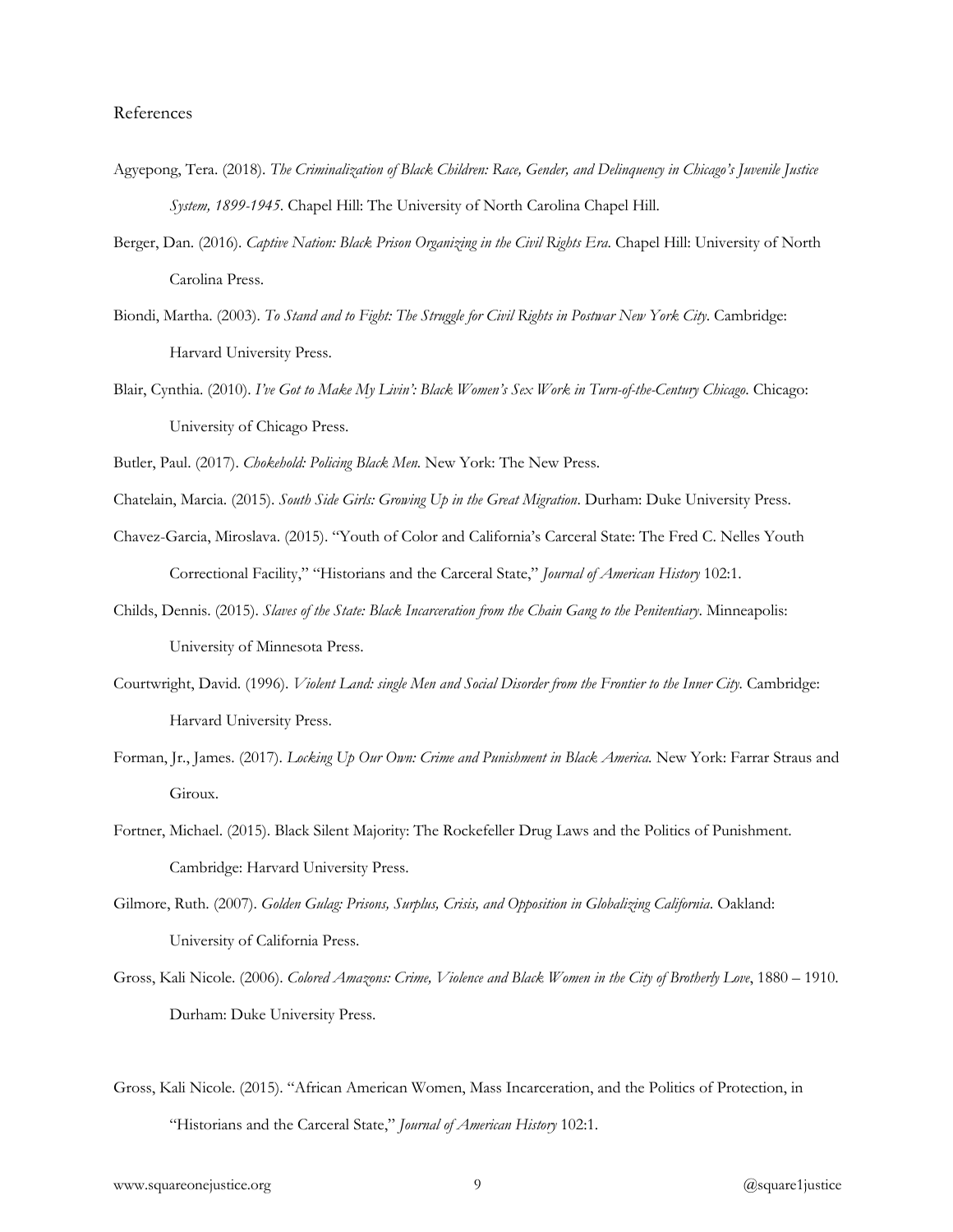References

Agyepong, Tera. (2018). *The Criminalization of Black Children: Race, Gender, and Delinquency in Chicago's Juvenile Justice System, 1899-1945*. Chapel Hill: The University of North Carolina Chapel Hill.

Berger, Dan. (2016). *Captive Nation: Black Prison Organizing in the Civil Rights Era*. Chapel Hill: University of North Carolina Press.

Biondi, Martha. (2003). *To Stand and to Fight: The Struggle for Civil Rights in Postwar New York City*. Cambridge: Harvard University Press.

Blair, Cynthia. (2010). *I've Got to Make My Livin': Black Women's Sex Work in Turn-of-the-Century Chicago*. Chicago: University of Chicago Press.

Butler, Paul. (2017). *Chokehold: Policing Black Men*. New York: The New Press.

Chatelain, Marcia. (2015). *South Side Girls: Growing Up in the Great Migration*. Durham: Duke University Press.

Chavez-Garcia, Miroslava. (2015). "Youth of Color and California's Carceral State: The Fred C. Nelles Youth Correctional Facility," "Historians and the Carceral State," *Journal of American History* 102:1.

Childs, Dennis. (2015). *Slaves of the State: Black Incarceration from the Chain Gang to the Penitentiary*. Minneapolis: University of Minnesota Press.

Courtwright, David. (1996). *Violent Land: single Men and Social Disorder from the Frontier to the Inner City*. Cambridge: Harvard University Press.

Forman, Jr., James. (2017). *Locking Up Our Own: Crime and Punishment in Black America*. New York: Farrar Straus and Giroux.

Fortner, Michael. (2015). Black Silent Majority: The Rockefeller Drug Laws and the Politics of Punishment. Cambridge: Harvard University Press.

Gilmore, Ruth. (2007). *Golden Gulag: Prisons, Surplus, Crisis, and Opposition in Globalizing California*. Oakland: University of California Press.

Gross, Kali Nicole. (2006). *Colored Amazons: Crime, Violence and Black Women in the City of Brotherly Love*, 1880 – 1910. Durham: Duke University Press.

Gross, Kali Nicole. (2015). "African American Women, Mass Incarceration, and the Politics of Protection, in "Historians and the Carceral State," *Journal of American History* 102:1.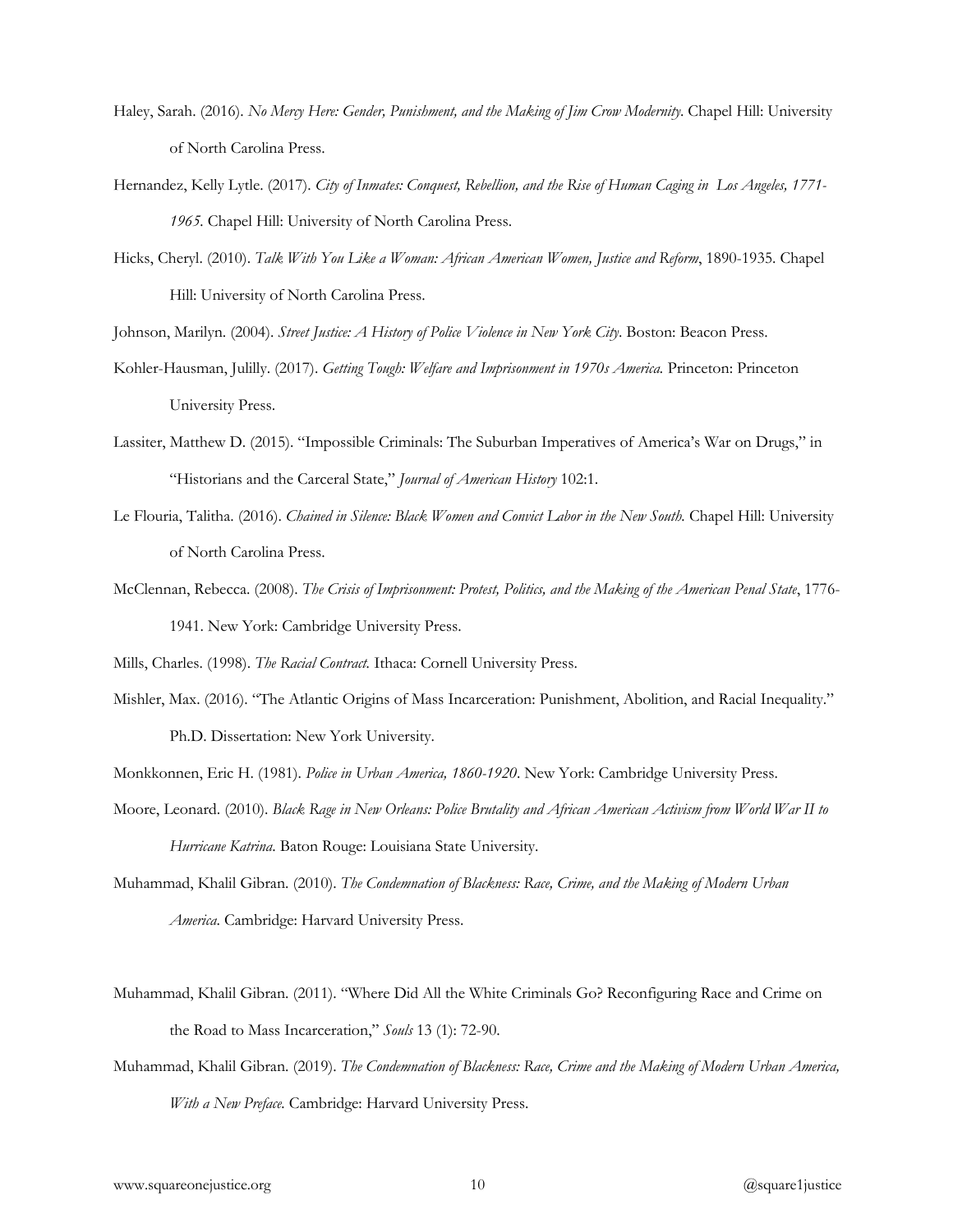Haley, Sarah. (2016). *No Mercy Here: Gender, Punishment, and the Making of Jim Crow Modernity*. Chapel Hill: University of North Carolina Press.

Hernandez, Kelly Lytle. (2017). *City of Inmates: Conquest, Rebellion, and the Rise of Human Caging in Los Angeles, 1771-1965*. Chapel Hill: University of North Carolina Press.

Hicks, Cheryl. (2010). *Talk With You Like a Woman: African American Women, Justice and Reform*, 1890-1935. Chapel Hill: University of North Carolina Press.

Johnson, Marilyn. (2004). *Street Justice: A History of Police Violence in New York City*. Boston: Beacon Press.

Kohler-Hausman, Julilly. (2017). *Getting Tough: Welfare and Imprisonment in 1970s America.* Princeton: Princeton University Press.

Lassiter, Matthew D. (2015). "Impossible Criminals: The Suburban Imperatives of America's War on Drugs," in "Historians and the Carceral State," *Journal of American History* 102:1.

Le Flouria, Talitha. (2016). *Chained in Silence: Black Women and Convict Labor in the New South.* Chapel Hill: University of North Carolina Press.

McClennan, Rebecca. (2008). *The Crisis of Imprisonment: Protest, Politics, and the Making of the American Penal State*, 1776-1941. New York: Cambridge University Press.

Mills, Charles. (1998). *The Racial Contract.* Ithaca: Cornell University Press.

Mishler, Max. (2016). "The Atlantic Origins of Mass Incarceration: Punishment, Abolition, and Racial Inequality." Ph.D. Dissertation: New York University.

Monkkonnen, Eric H. (1981). *Police in Urban America, 1860-1920*. New York: Cambridge University Press.

Moore, Leonard. (2010). *Black Rage in New Orleans: Police Brutality and African American Activism from World War II to Hurricane Katrina*. Baton Rouge: Louisiana State University.

Muhammad, Khalil Gibran. (2010). *The Condemnation of Blackness: Race, Crime, and the Making of Modern Urban America*. Cambridge: Harvard University Press.

Muhammad, Khalil Gibran. (2011). "Where Did All the White Criminals Go? Reconfiguring Race and Crime on the Road to Mass Incarceration," *Souls* 13 (1): 72-90.

Muhammad, Khalil Gibran. (2019). *The Condemnation of Blackness: Race, Crime and the Making of Modern Urban America, With a New Preface.* Cambridge: Harvard University Press.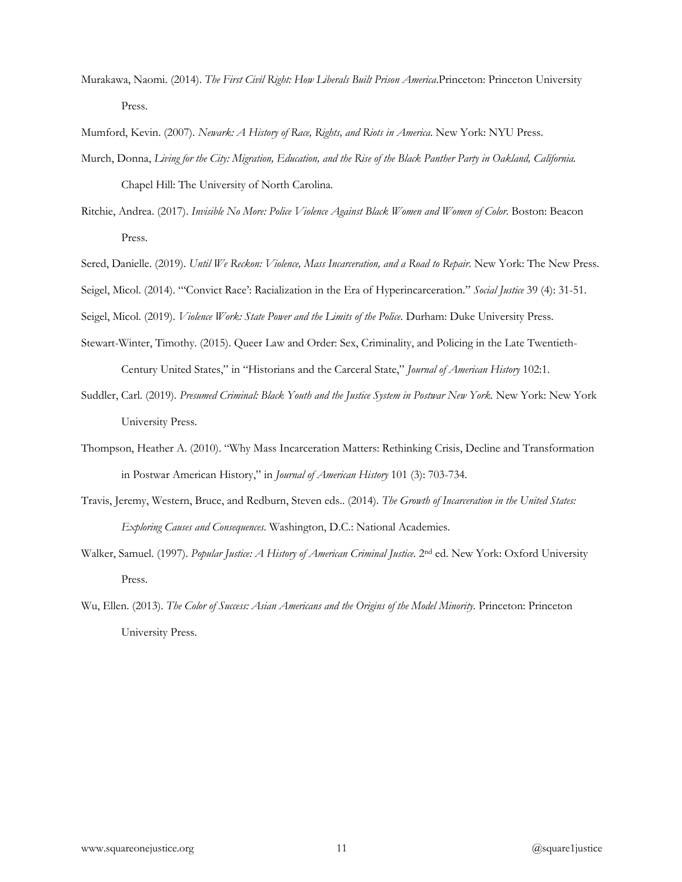Murakawa, Naomi. (2014). *The First Civil Right: How Liberals Built Prison America*.Princeton: Princeton University Press.

Mumford, Kevin. (2007). *Newark: A History of Race, Rights, and Riots in America*. New York: NYU Press.

Murch, Donna, *Living for the City: Migration, Education, and the Rise of the Black Panther Party in Oakland, California*. Chapel Hill: The University of North Carolina.

Ritchie, Andrea. (2017). *Invisible No More: Police Violence Against Black Women and Women of Color*. Boston: Beacon Press.

Sered, Danielle. (2019). *Until We Reckon: Violence, Mass Incarceration, and a Road to Repair*. New York: The New Press.

Seigel, Micol. (2014). "'Convict Race': Racialization in the Era of Hyperincarceration." *Social Justice* 39 (4): 31-51.

Seigel, Micol. (2019). *Violence Work: State Power and the Limits of the Police*. Durham: Duke University Press.

Stewart-Winter, Timothy. (2015). Queer Law and Order: Sex, Criminality, and Policing in the Late Twentieth-Century United States," in "Historians and the Carceral State," *Journal of American History* 102:1.

Suddler, Carl. (2019). *Presumed Criminal: Black Youth and the Justice System in Postwar New York*. New York: New York University Press.

Thompson, Heather A. (2010). "Why Mass Incarceration Matters: Rethinking Crisis, Decline and Transformation in Postwar American History," in *Journal of American History* 101 (3): 703-734.

Travis, Jeremy, Western, Bruce, and Redburn, Steven eds.. (2014). *The Growth of Incarceration in the United States: Exploring Causes and Consequences*. Washington, D.C.: National Academies.

Walker, Samuel. (1997). *Popular Justice: A History of American Criminal Justice*. 2nd ed. New York: Oxford University Press.

Wu, Ellen. (2013). *The Color of Success: Asian Americans and the Origins of the Model Minority*. Princeton: Princeton University Press.